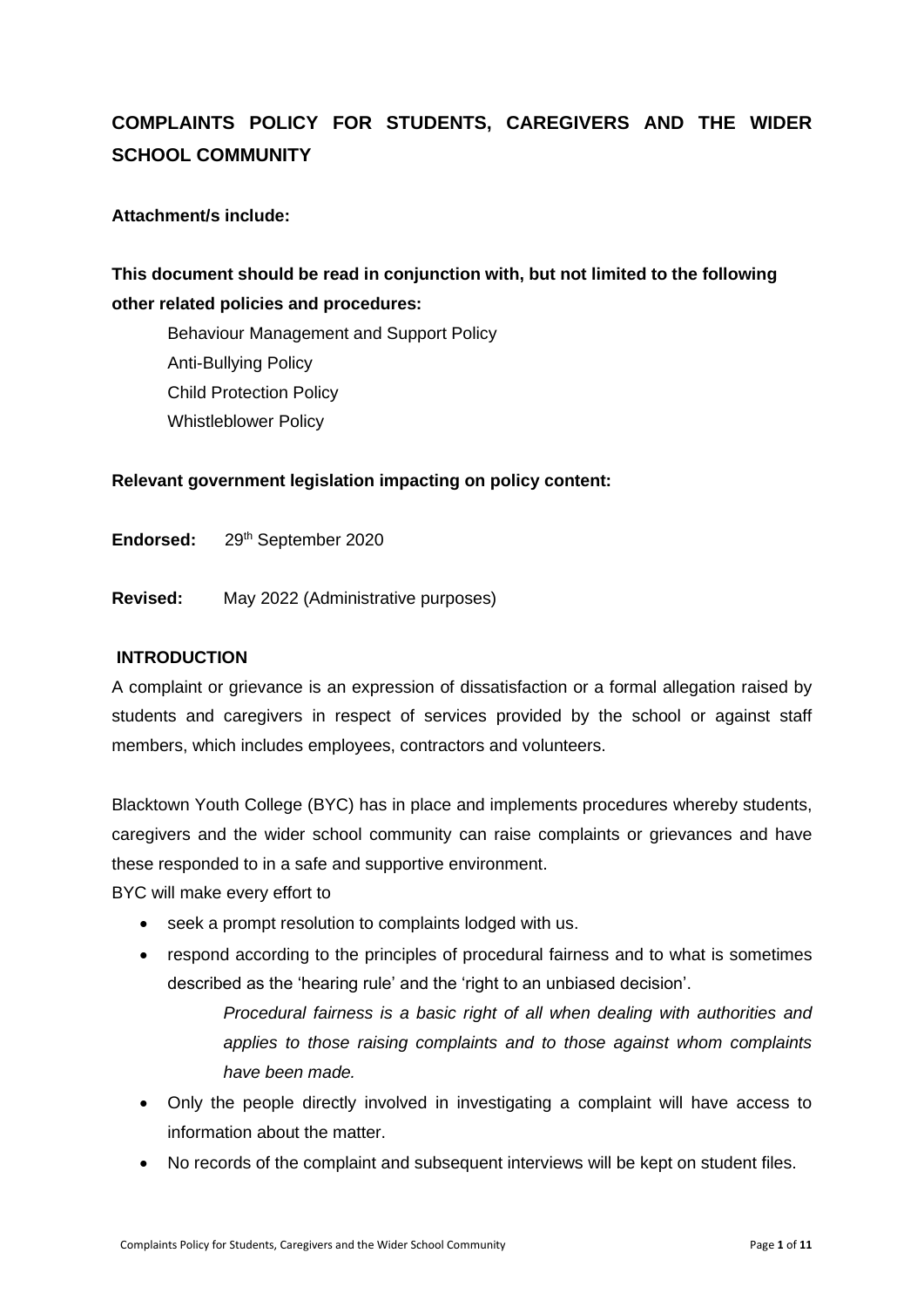# COMPLAINTS POLICY FOR STUDENTS, CAREGIVERS AND THE WIDER SCHOOL COMMUNITY

**Attachment/s include:**

**This document should be read in conjunction with, but not limited to the following other related policies and procedures:**

Behaviour Management and Support Policy
Anti-Bullying Policy
Child Protection Policy
Whistleblower Policy

**Relevant government legislation impacting on policy content:**

**Endorsed:** 29th September 2020

**Revised:** May 2022 (Administrative purposes)

## INTRODUCTION

A complaint or grievance is an expression of dissatisfaction or a formal allegation raised by students and caregivers in respect of services provided by the school or against staff members, which includes employees, contractors and volunteers.

Blacktown Youth College (BYC) has in place and implements procedures whereby students, caregivers and the wider school community can raise complaints or grievances and have these responded to in a safe and supportive environment.

BYC will make every effort to

- seek a prompt resolution to complaints lodged with us.
- respond according to the principles of procedural fairness and to what is sometimes described as the 'hearing rule' and the 'right to an unbiased decision'.

  *Procedural fairness is a basic right of all when dealing with authorities and applies to those raising complaints and to those against whom complaints have been made.*

- Only the people directly involved in investigating a complaint will have access to information about the matter.
- No records of the complaint and subsequent interviews will be kept on student files.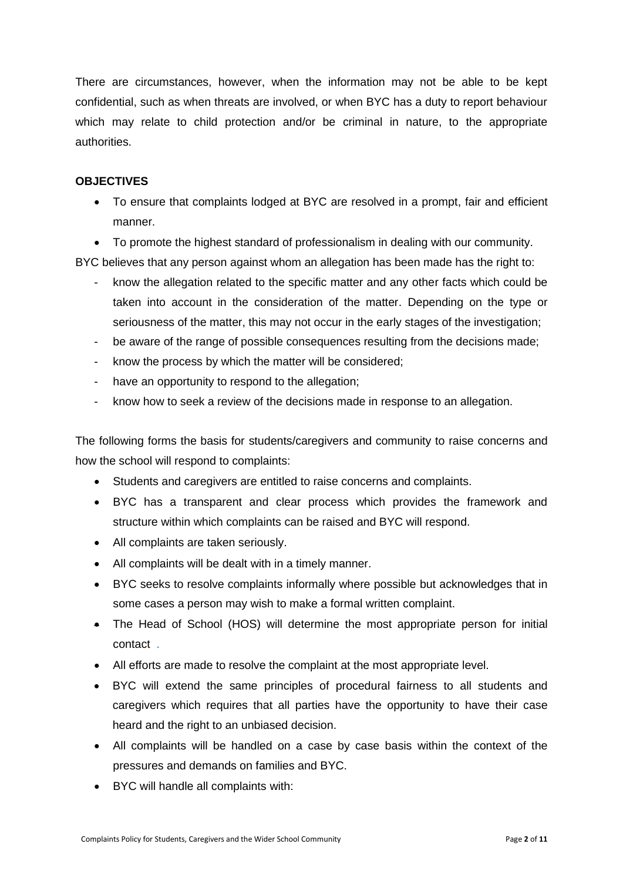There are circumstances, however, when the information may not be able to be kept confidential, such as when threats are involved, or when BYC has a duty to report behaviour which may relate to child protection and/or be criminal in nature, to the appropriate authorities.

**OBJECTIVES**

- To ensure that complaints lodged at BYC are resolved in a prompt, fair and efficient manner.
- To promote the highest standard of professionalism in dealing with our community.

BYC believes that any person against whom an allegation has been made has the right to:

- know the allegation related to the specific matter and any other facts which could be taken into account in the consideration of the matter. Depending on the type or seriousness of the matter, this may not occur in the early stages of the investigation;
- be aware of the range of possible consequences resulting from the decisions made;
- know the process by which the matter will be considered;
- have an opportunity to respond to the allegation;
- know how to seek a review of the decisions made in response to an allegation.

The following forms the basis for students/caregivers and community to raise concerns and how the school will respond to complaints:

- Students and caregivers are entitled to raise concerns and complaints.
- BYC has a transparent and clear process which provides the framework and structure within which complaints can be raised and BYC will respond.
- All complaints are taken seriously.
- All complaints will be dealt with in a timely manner.
- BYC seeks to resolve complaints informally where possible but acknowledges that in some cases a person may wish to make a formal written complaint.
- The Head of School (HOS) will determine the most appropriate person for initial contact .
- All efforts are made to resolve the complaint at the most appropriate level.
- BYC will extend the same principles of procedural fairness to all students and caregivers which requires that all parties have the opportunity to have their case heard and the right to an unbiased decision.
- All complaints will be handled on a case by case basis within the context of the pressures and demands on families and BYC.
- BYC will handle all complaints with: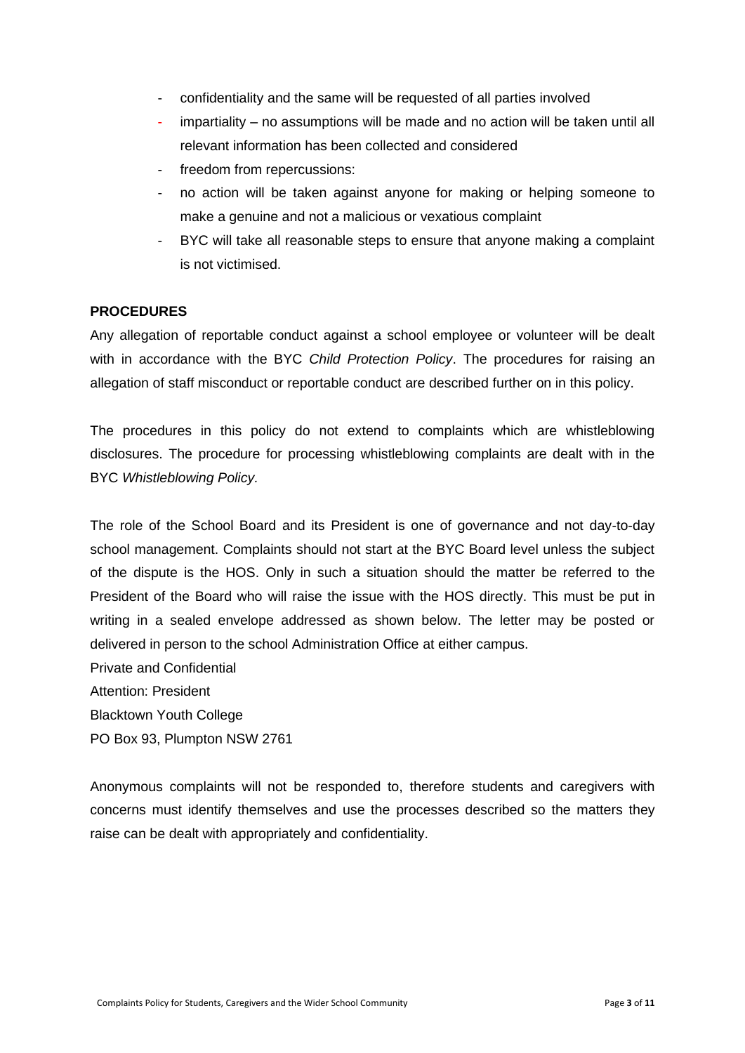- confidentiality and the same will be requested of all parties involved
- impartiality – no assumptions will be made and no action will be taken until all relevant information has been collected and considered
- freedom from repercussions:
- no action will be taken against anyone for making or helping someone to make a genuine and not a malicious or vexatious complaint
- BYC will take all reasonable steps to ensure that anyone making a complaint is not victimised.

**PROCEDURES**

Any allegation of reportable conduct against a school employee or volunteer will be dealt with in accordance with the BYC *Child Protection Policy*. The procedures for raising an allegation of staff misconduct or reportable conduct are described further on in this policy.

The procedures in this policy do not extend to complaints which are whistleblowing disclosures. The procedure for processing whistleblowing complaints are dealt with in the BYC *Whistleblowing Policy.*

The role of the School Board and its President is one of governance and not day-to-day school management. Complaints should not start at the BYC Board level unless the subject of the dispute is the HOS. Only in such a situation should the matter be referred to the President of the Board who will raise the issue with the HOS directly. This must be put in writing in a sealed envelope addressed as shown below. The letter may be posted or delivered in person to the school Administration Office at either campus.

Private and Confidential
Attention: President
Blacktown Youth College
PO Box 93, Plumpton NSW 2761

Anonymous complaints will not be responded to, therefore students and caregivers with concerns must identify themselves and use the processes described so the matters they raise can be dealt with appropriately and confidentiality.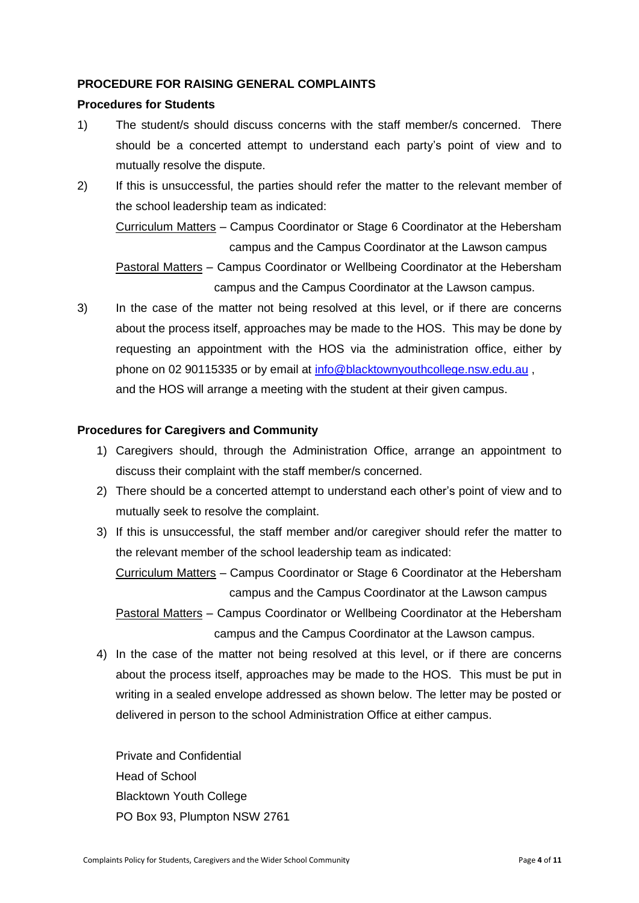## PROCEDURE FOR RAISING GENERAL COMPLAINTS

### Procedures for Students

1) The student/s should discuss concerns with the staff member/s concerned. There should be a concerted attempt to understand each party's point of view and to mutually resolve the dispute.

2) If this is unsuccessful, the parties should refer the matter to the relevant member of the school leadership team as indicated:

   Curriculum Matters – Campus Coordinator or Stage 6 Coordinator at the Hebersham campus and the Campus Coordinator at the Lawson campus

   Pastoral Matters – Campus Coordinator or Wellbeing Coordinator at the Hebersham campus and the Campus Coordinator at the Lawson campus.

3) In the case of the matter not being resolved at this level, or if there are concerns about the process itself, approaches may be made to the HOS. This may be done by requesting an appointment with the HOS via the administration office, either by phone on 02 90115335 or by email at [info@blacktownyouthcollege.nsw.edu.au](mailto:info@blacktownyouthcollege.nsw.edu.au) , and the HOS will arrange a meeting with the student at their given campus.

### Procedures for Caregivers and Community

1) Caregivers should, through the Administration Office, arrange an appointment to discuss their complaint with the staff member/s concerned.

2) There should be a concerted attempt to understand each other's point of view and to mutually seek to resolve the complaint.

3) If this is unsuccessful, the staff member and/or caregiver should refer the matter to the relevant member of the school leadership team as indicated:

   Curriculum Matters – Campus Coordinator or Stage 6 Coordinator at the Hebersham campus and the Campus Coordinator at the Lawson campus

   Pastoral Matters – Campus Coordinator or Wellbeing Coordinator at the Hebersham campus and the Campus Coordinator at the Lawson campus.

4) In the case of the matter not being resolved at this level, or if there are concerns about the process itself, approaches may be made to the HOS. This must be put in writing in a sealed envelope addressed as shown below. The letter may be posted or delivered in person to the school Administration Office at either campus.

   Private and Confidential
   Head of School
   Blacktown Youth College
   PO Box 93, Plumpton NSW 2761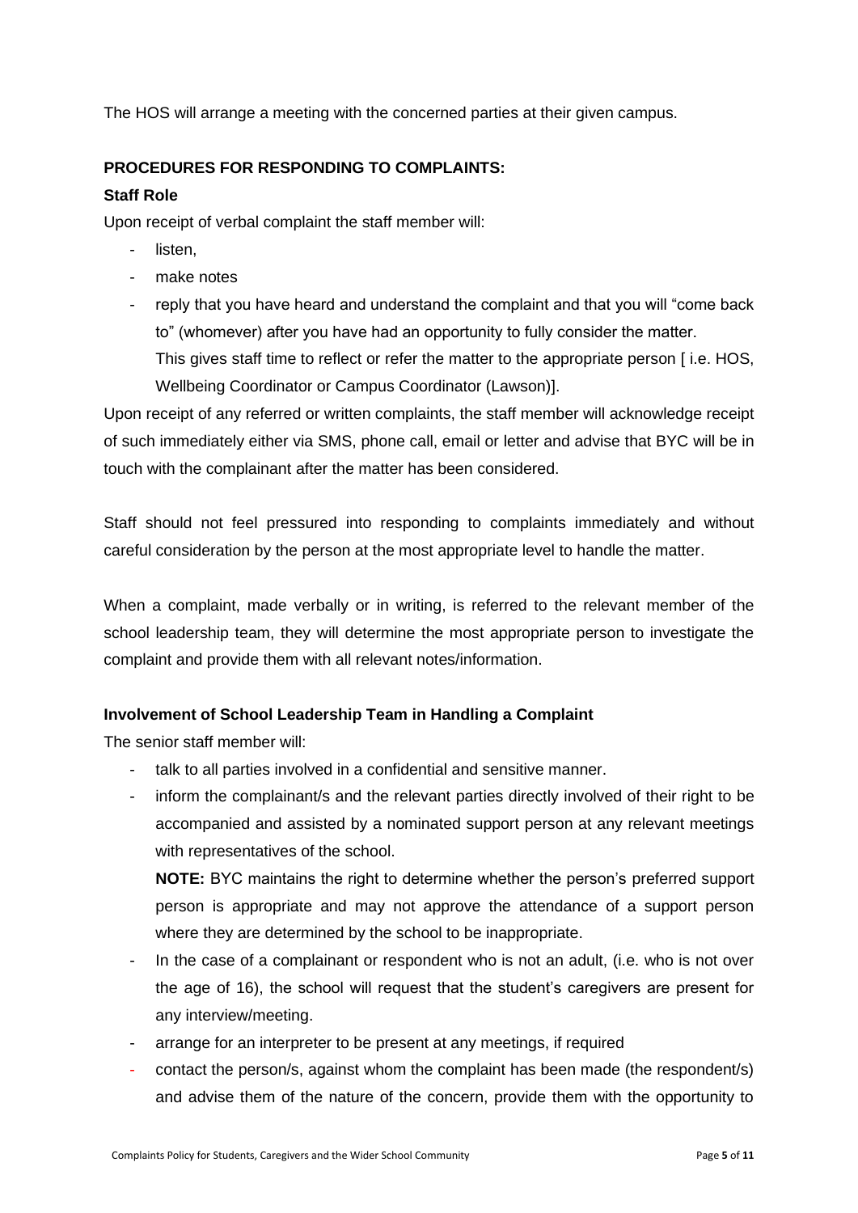The HOS will arrange a meeting with the concerned parties at their given campus.

**PROCEDURES FOR RESPONDING TO COMPLAINTS:**

**Staff Role**

Upon receipt of verbal complaint the staff member will:

- listen,
- make notes
- reply that you have heard and understand the complaint and that you will "come back to" (whomever) after you have had an opportunity to fully consider the matter.
  This gives staff time to reflect or refer the matter to the appropriate person [ i.e. HOS, Wellbeing Coordinator or Campus Coordinator (Lawson)].

Upon receipt of any referred or written complaints, the staff member will acknowledge receipt of such immediately either via SMS, phone call, email or letter and advise that BYC will be in touch with the complainant after the matter has been considered.

Staff should not feel pressured into responding to complaints immediately and without careful consideration by the person at the most appropriate level to handle the matter.

When a complaint, made verbally or in writing, is referred to the relevant member of the school leadership team, they will determine the most appropriate person to investigate the complaint and provide them with all relevant notes/information.

**Involvement of School Leadership Team in Handling a Complaint**

The senior staff member will:

- talk to all parties involved in a confidential and sensitive manner.
- inform the complainant/s and the relevant parties directly involved of their right to be accompanied and assisted by a nominated support person at any relevant meetings with representatives of the school.

  **NOTE:** BYC maintains the right to determine whether the person's preferred support person is appropriate and may not approve the attendance of a support person where they are determined by the school to be inappropriate.
- In the case of a complainant or respondent who is not an adult, (i.e. who is not over the age of 16), the school will request that the student's caregivers are present for any interview/meeting.
- arrange for an interpreter to be present at any meetings, if required
- contact the person/s, against whom the complaint has been made (the respondent/s) and advise them of the nature of the concern, provide them with the opportunity to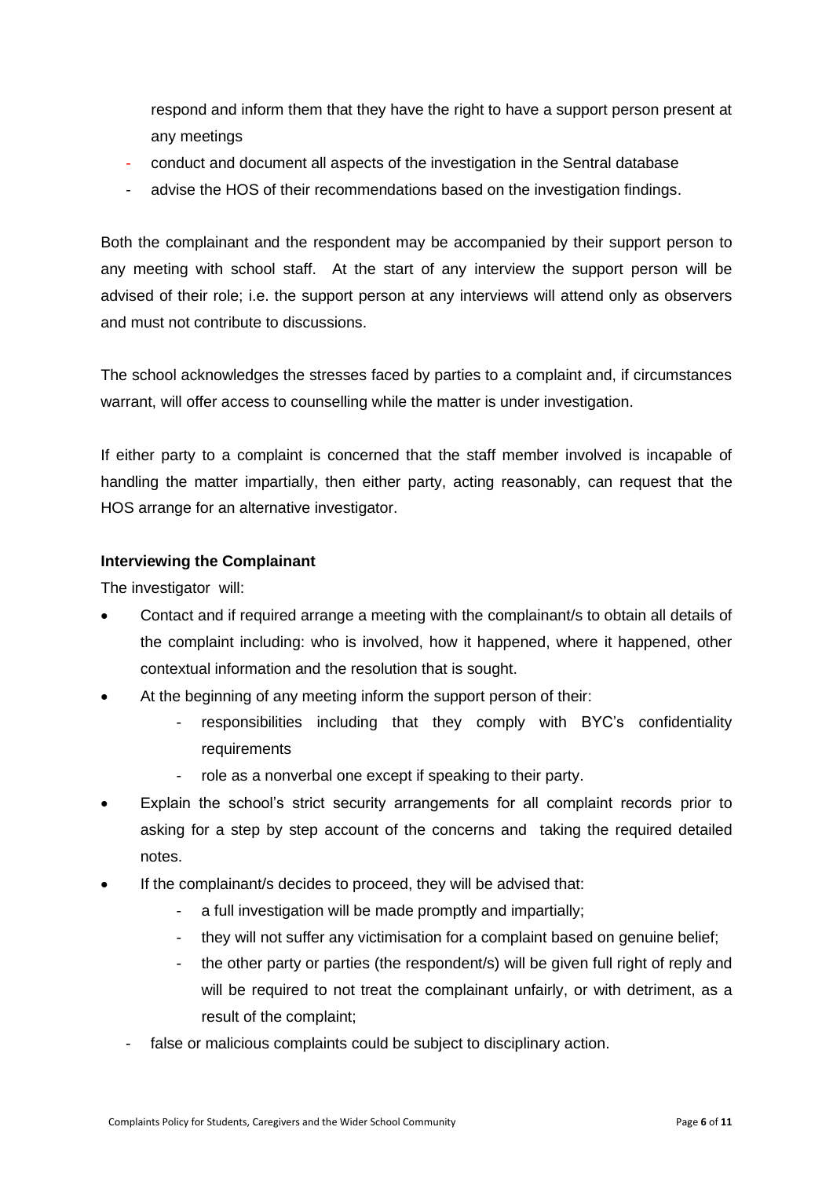respond and inform them that they have the right to have a support person present at any meetings

- conduct and document all aspects of the investigation in the Sentral database
- advise the HOS of their recommendations based on the investigation findings.

Both the complainant and the respondent may be accompanied by their support person to any meeting with school staff. At the start of any interview the support person will be advised of their role; i.e. the support person at any interviews will attend only as observers and must not contribute to discussions.

The school acknowledges the stresses faced by parties to a complaint and, if circumstances warrant, will offer access to counselling while the matter is under investigation.

If either party to a complaint is concerned that the staff member involved is incapable of handling the matter impartially, then either party, acting reasonably, can request that the HOS arrange for an alternative investigator.

**Interviewing the Complainant**

The investigator will:

- Contact and if required arrange a meeting with the complainant/s to obtain all details of the complaint including: who is involved, how it happened, where it happened, other contextual information and the resolution that is sought.
- At the beginning of any meeting inform the support person of their:
    - responsibilities including that they comply with BYC's confidentiality requirements
    - role as a nonverbal one except if speaking to their party.
- Explain the school's strict security arrangements for all complaint records prior to asking for a step by step account of the concerns and taking the required detailed notes.
- If the complainant/s decides to proceed, they will be advised that:
    - a full investigation will be made promptly and impartially;
    - they will not suffer any victimisation for a complaint based on genuine belief;
    - the other party or parties (the respondent/s) will be given full right of reply and will be required to not treat the complainant unfairly, or with detriment, as a result of the complaint;
    - false or malicious complaints could be subject to disciplinary action.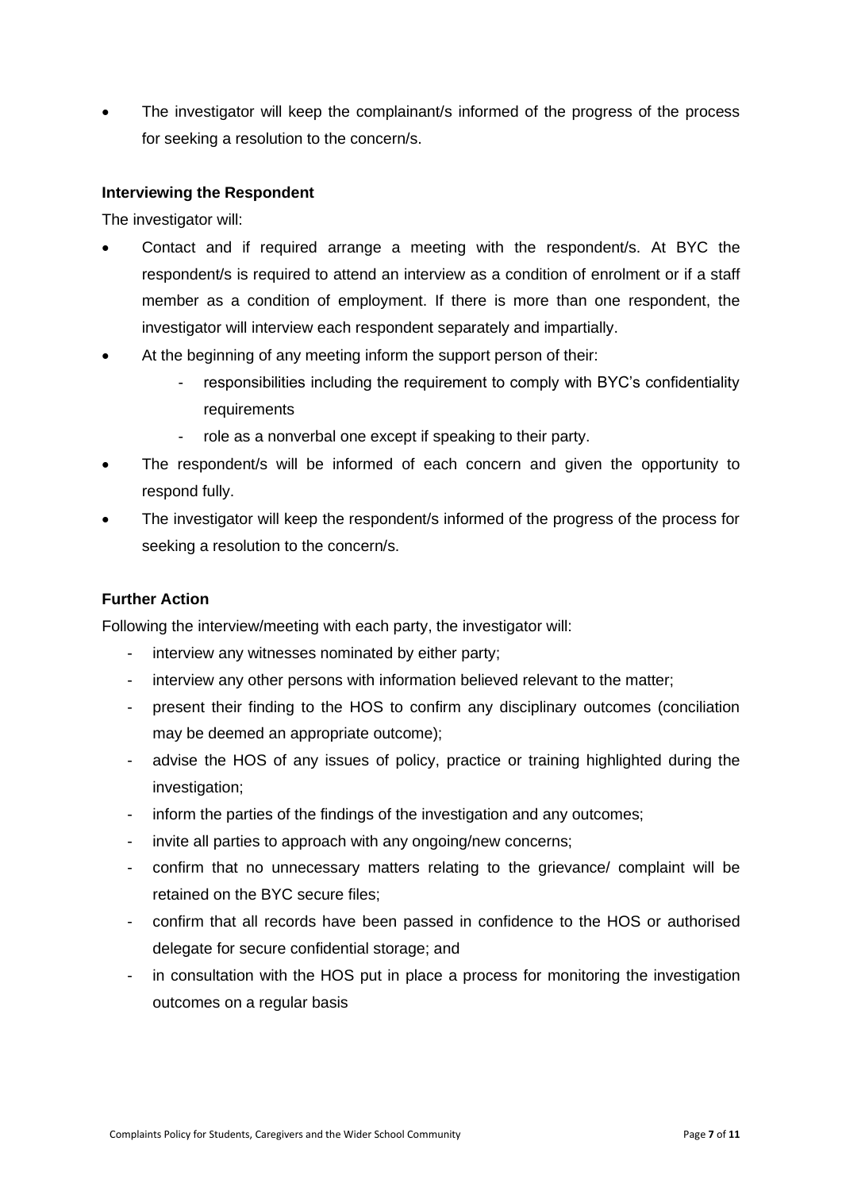- The investigator will keep the complainant/s informed of the progress of the process for seeking a resolution to the concern/s.

**Interviewing the Respondent**

The investigator will:

- Contact and if required arrange a meeting with the respondent/s. At BYC the respondent/s is required to attend an interview as a condition of enrolment or if a staff member as a condition of employment. If there is more than one respondent, the investigator will interview each respondent separately and impartially.
- At the beginning of any meeting inform the support person of their:
  - responsibilities including the requirement to comply with BYC's confidentiality requirements
  - role as a nonverbal one except if speaking to their party.
- The respondent/s will be informed of each concern and given the opportunity to respond fully.
- The investigator will keep the respondent/s informed of the progress of the process for seeking a resolution to the concern/s.

**Further Action**

Following the interview/meeting with each party, the investigator will:

- interview any witnesses nominated by either party;
- interview any other persons with information believed relevant to the matter;
- present their finding to the HOS to confirm any disciplinary outcomes (conciliation may be deemed an appropriate outcome);
- advise the HOS of any issues of policy, practice or training highlighted during the investigation;
- inform the parties of the findings of the investigation and any outcomes;
- invite all parties to approach with any ongoing/new concerns;
- confirm that no unnecessary matters relating to the grievance/ complaint will be retained on the BYC secure files;
- confirm that all records have been passed in confidence to the HOS or authorised delegate for secure confidential storage; and
- in consultation with the HOS put in place a process for monitoring the investigation outcomes on a regular basis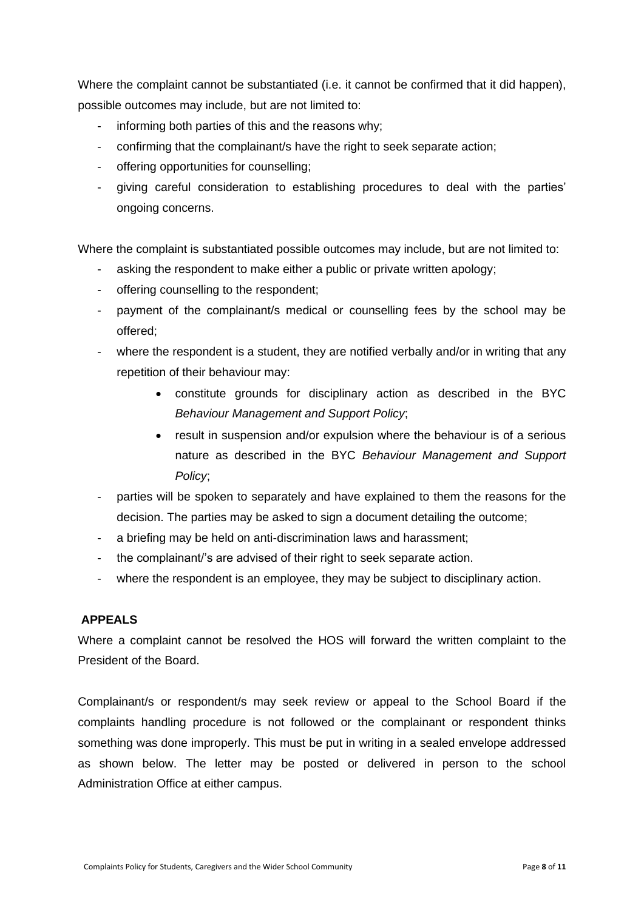Where the complaint cannot be substantiated (i.e. it cannot be confirmed that it did happen), possible outcomes may include, but are not limited to:

- informing both parties of this and the reasons why;
- confirming that the complainant/s have the right to seek separate action;
- offering opportunities for counselling;
- giving careful consideration to establishing procedures to deal with the parties' ongoing concerns.

Where the complaint is substantiated possible outcomes may include, but are not limited to:

- asking the respondent to make either a public or private written apology;
- offering counselling to the respondent;
- payment of the complainant/s medical or counselling fees by the school may be offered;
- where the respondent is a student, they are notified verbally and/or in writing that any repetition of their behaviour may:
    - constitute grounds for disciplinary action as described in the BYC *Behaviour Management and Support Policy*;
    - result in suspension and/or expulsion where the behaviour is of a serious nature as described in the BYC *Behaviour Management and Support Policy*;
- parties will be spoken to separately and have explained to them the reasons for the decision. The parties may be asked to sign a document detailing the outcome;
- a briefing may be held on anti-discrimination laws and harassment;
- the complainant/'s are advised of their right to seek separate action.
- where the respondent is an employee, they may be subject to disciplinary action.

## APPEALS

Where a complaint cannot be resolved the HOS will forward the written complaint to the President of the Board.

Complainant/s or respondent/s may seek review or appeal to the School Board if the complaints handling procedure is not followed or the complainant or respondent thinks something was done improperly. This must be put in writing in a sealed envelope addressed as shown below. The letter may be posted or delivered in person to the school Administration Office at either campus.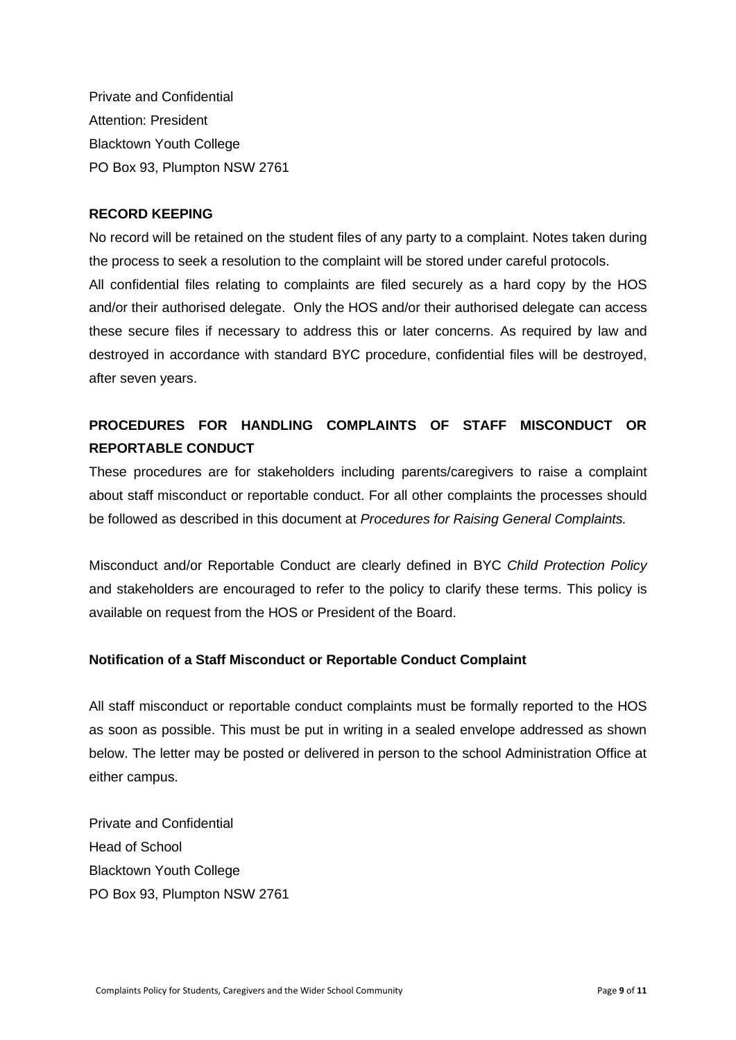Private and Confidential
Attention: President
Blacktown Youth College
PO Box 93, Plumpton NSW 2761

**RECORD KEEPING**

No record will be retained on the student files of any party to a complaint. Notes taken during the process to seek a resolution to the complaint will be stored under careful protocols.
All confidential files relating to complaints are filed securely as a hard copy by the HOS and/or their authorised delegate. Only the HOS and/or their authorised delegate can access these secure files if necessary to address this or later concerns. As required by law and destroyed in accordance with standard BYC procedure, confidential files will be destroyed, after seven years.

**PROCEDURES FOR HANDLING COMPLAINTS OF STAFF MISCONDUCT OR REPORTABLE CONDUCT**

These procedures are for stakeholders including parents/caregivers to raise a complaint about staff misconduct or reportable conduct. For all other complaints the processes should be followed as described in this document at *Procedures for Raising General Complaints.*

Misconduct and/or Reportable Conduct are clearly defined in BYC *Child Protection Policy* and stakeholders are encouraged to refer to the policy to clarify these terms. This policy is available on request from the HOS or President of the Board.

**Notification of a Staff Misconduct or Reportable Conduct Complaint**

All staff misconduct or reportable conduct complaints must be formally reported to the HOS as soon as possible. This must be put in writing in a sealed envelope addressed as shown below. The letter may be posted or delivered in person to the school Administration Office at either campus.

Private and Confidential
Head of School
Blacktown Youth College
PO Box 93, Plumpton NSW 2761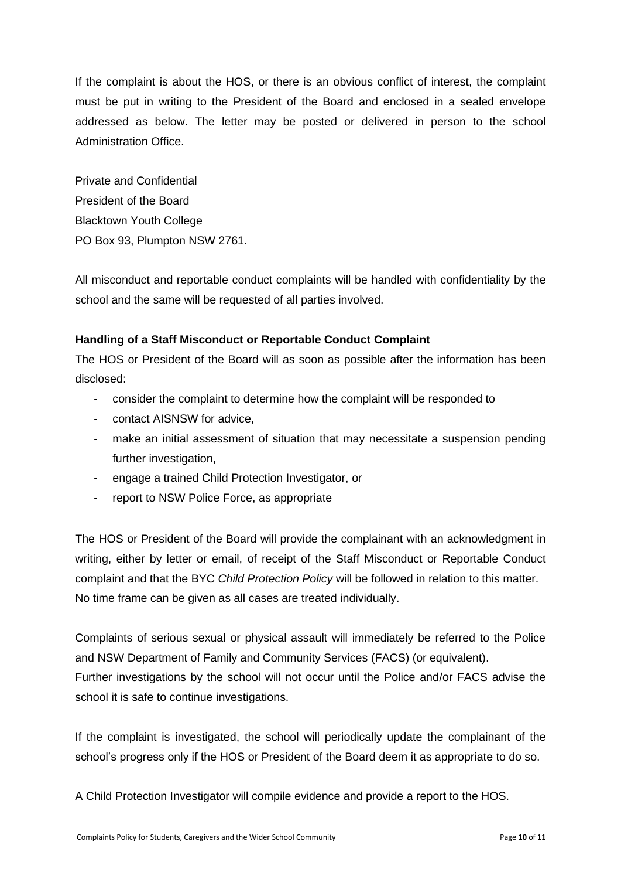If the complaint is about the HOS, or there is an obvious conflict of interest, the complaint must be put in writing to the President of the Board and enclosed in a sealed envelope addressed as below. The letter may be posted or delivered in person to the school Administration Office.

Private and Confidential
President of the Board
Blacktown Youth College
PO Box 93, Plumpton NSW 2761.

All misconduct and reportable conduct complaints will be handled with confidentiality by the school and the same will be requested of all parties involved.

**Handling of a Staff Misconduct or Reportable Conduct Complaint**

The HOS or President of the Board will as soon as possible after the information has been disclosed:

- consider the complaint to determine how the complaint will be responded to
- contact AISNSW for advice,
- make an initial assessment of situation that may necessitate a suspension pending further investigation,
- engage a trained Child Protection Investigator, or
- report to NSW Police Force, as appropriate

The HOS or President of the Board will provide the complainant with an acknowledgment in writing, either by letter or email, of receipt of the Staff Misconduct or Reportable Conduct complaint and that the BYC *Child Protection Policy* will be followed in relation to this matter.
No time frame can be given as all cases are treated individually.

Complaints of serious sexual or physical assault will immediately be referred to the Police and NSW Department of Family and Community Services (FACS) (or equivalent).
Further investigations by the school will not occur until the Police and/or FACS advise the school it is safe to continue investigations.

If the complaint is investigated, the school will periodically update the complainant of the school's progress only if the HOS or President of the Board deem it as appropriate to do so.

A Child Protection Investigator will compile evidence and provide a report to the HOS.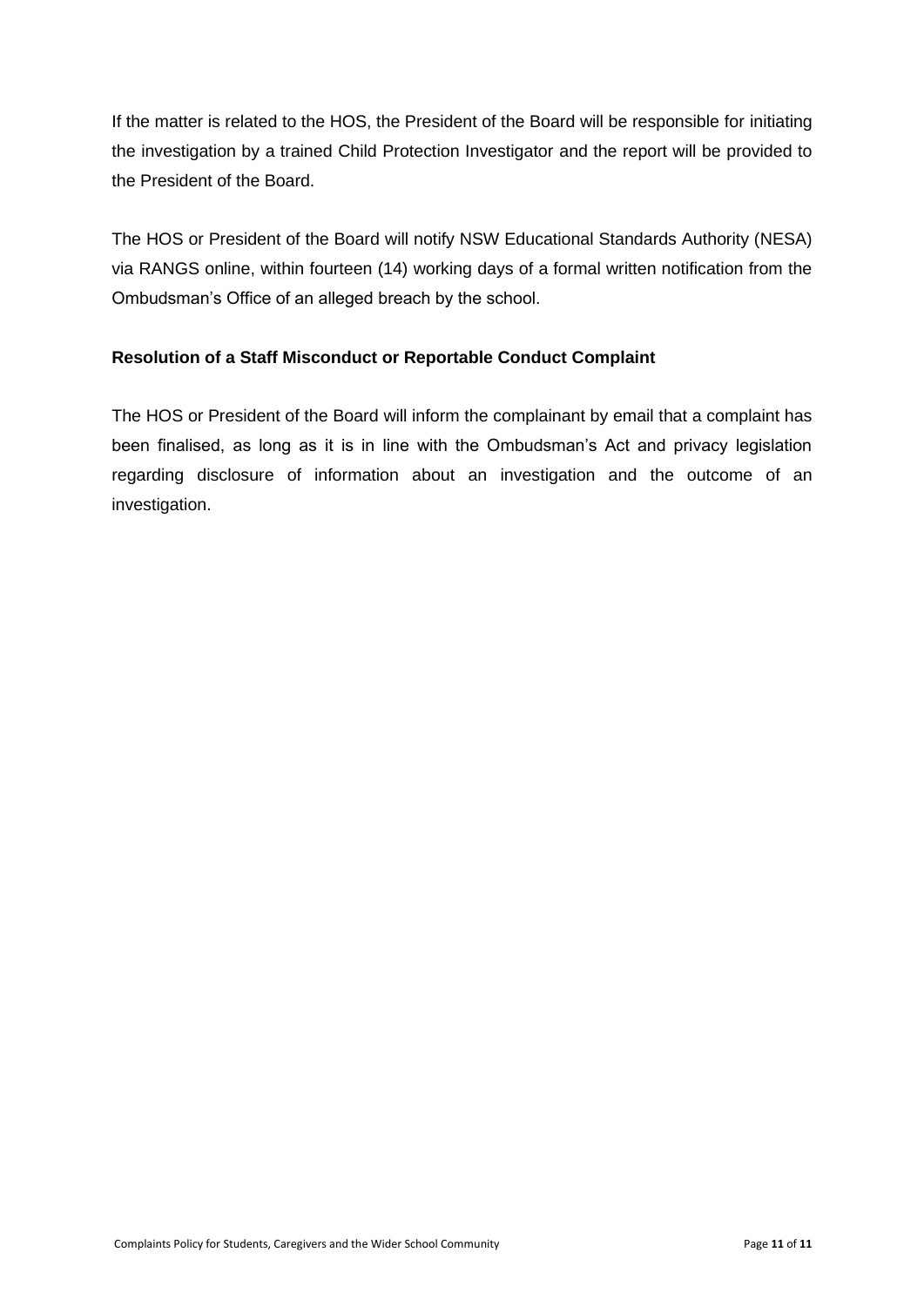If the matter is related to the HOS, the President of the Board will be responsible for initiating the investigation by a trained Child Protection Investigator and the report will be provided to the President of the Board.

The HOS or President of the Board will notify NSW Educational Standards Authority (NESA) via RANGS online, within fourteen (14) working days of a formal written notification from the Ombudsman's Office of an alleged breach by the school.

### Resolution of a Staff Misconduct or Reportable Conduct Complaint

The HOS or President of the Board will inform the complainant by email that a complaint has been finalised, as long as it is in line with the Ombudsman's Act and privacy legislation regarding disclosure of information about an investigation and the outcome of an investigation.